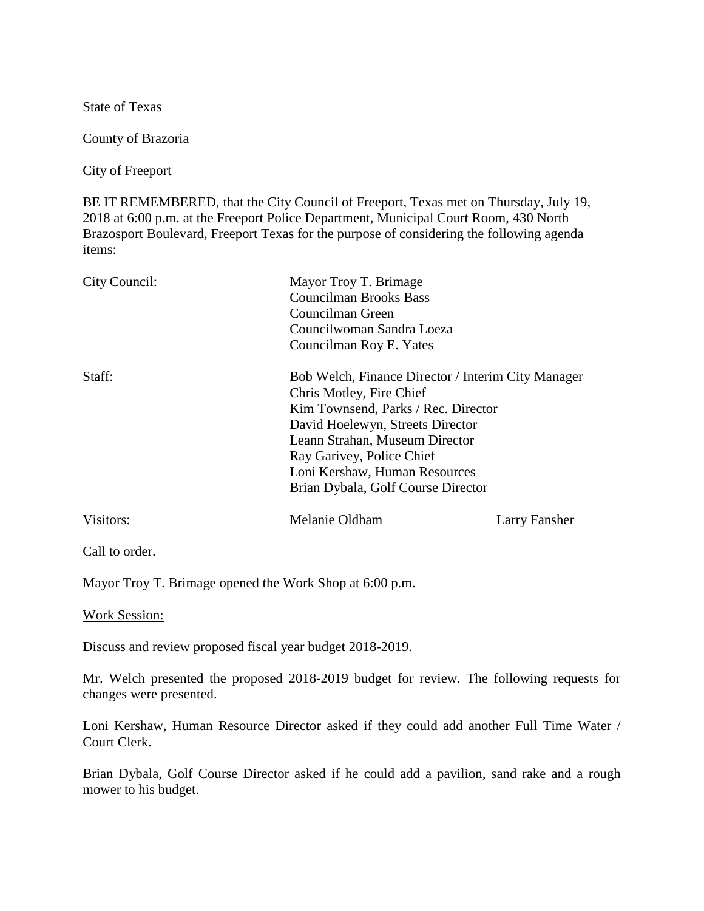State of Texas

County of Brazoria

City of Freeport

BE IT REMEMBERED, that the City Council of Freeport, Texas met on Thursday, July 19, 2018 at 6:00 p.m. at the Freeport Police Department, Municipal Court Room, 430 North Brazosport Boulevard, Freeport Texas for the purpose of considering the following agenda items:

| | | |
|---|---|---|
| City Council: | Mayor Troy T. Brimage<br>Councilman Brooks Bass<br>Councilman Green<br>Councilwoman Sandra Loeza<br>Councilman Roy E. Yates | |
| Staff: | Bob Welch, Finance Director / Interim City Manager<br>Chris Motley, Fire Chief<br>Kim Townsend, Parks / Rec. Director<br>David Hoelewyn, Streets Director<br>Leann Strahan, Museum Director<br>Ray Garivey, Police Chief<br>Loni Kershaw, Human Resources<br>Brian Dybala, Golf Course Director | |
| Visitors: | Melanie Oldham | Larry Fansher |

<u>Call to order.</u>

Mayor Troy T. Brimage opened the Work Shop at 6:00 p.m.

<u>Work Session:</u>

<u>Discuss and review proposed fiscal year budget 2018-2019.</u>

Mr. Welch presented the proposed 2018-2019 budget for review. The following requests for changes were presented.

Loni Kershaw, Human Resource Director asked if they could add another Full Time Water / Court Clerk.

Brian Dybala, Golf Course Director asked if he could add a pavilion, sand rake and a rough mower to his budget.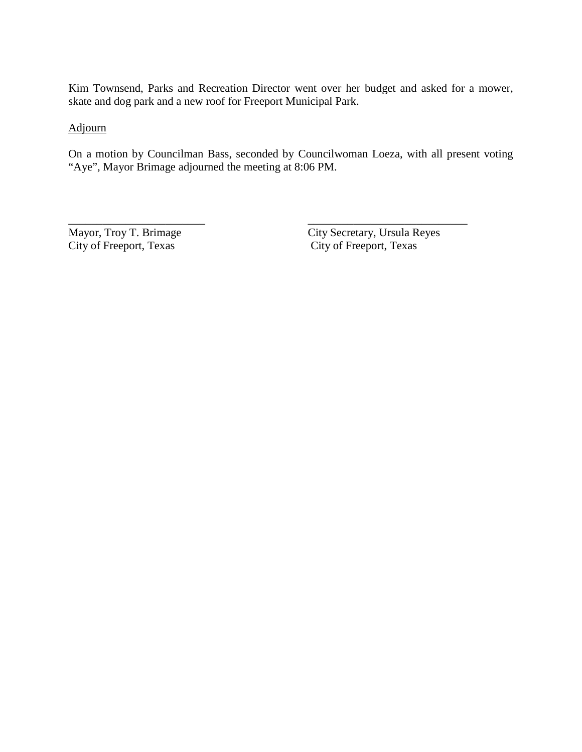Kim Townsend, Parks and Recreation Director went over her budget and asked for a mower, skate and dog park and a new roof for Freeport Municipal Park.

Adjourn

On a motion by Councilman Bass, seconded by Councilwoman Loeza, with all present voting "Aye", Mayor Brimage adjourned the meeting at 8:06 PM.

| | |
|---|---|
| ________________________ | ____________________________ |
| Mayor, Troy T. Brimage | City Secretary, Ursula Reyes |
| City of Freeport, Texas | City of Freeport, Texas |